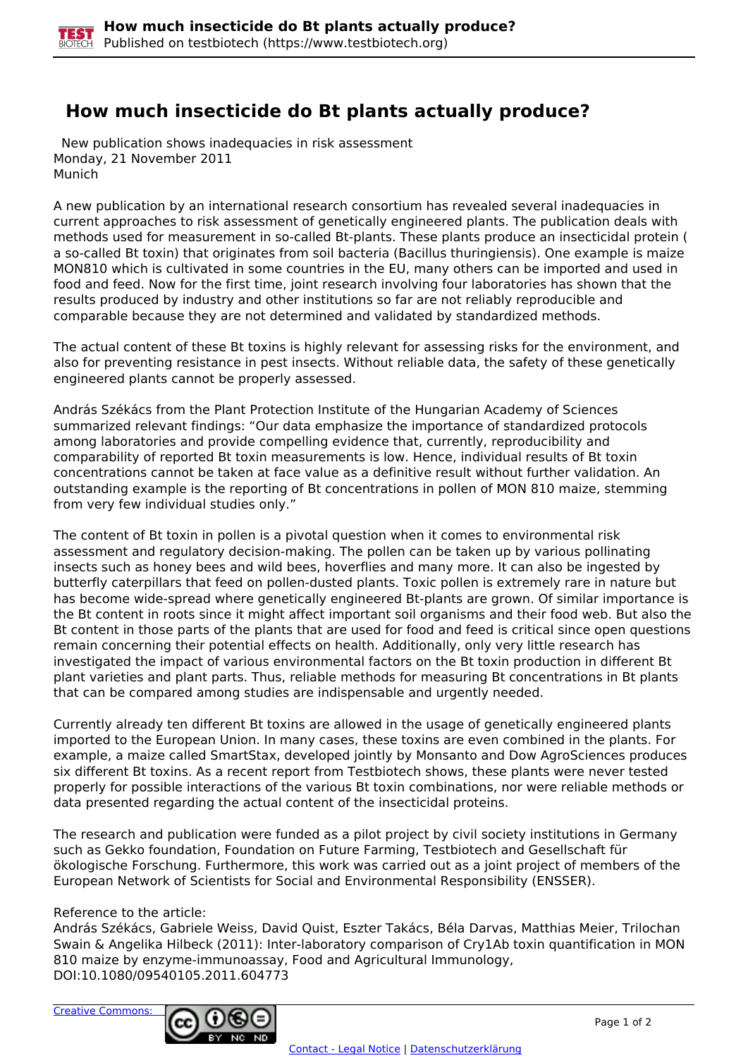# How much insecticide do Bt plants actually produce?

New publication shows inadequacies in risk assessment
Monday, 21 November 2011
Munich

A new publication by an international research consortium has revealed several inadequacies in current approaches to risk assessment of genetically engineered plants. The publication deals with methods used for measurement in so-called Bt-plants. These plants produce an insecticidal protein ( a so-called Bt toxin) that originates from soil bacteria (Bacillus thuringiensis). One example is maize MON810 which is cultivated in some countries in the EU, many others can be imported and used in food and feed. Now for the first time, joint research involving four laboratories has shown that the results produced by industry and other institutions so far are not reliably reproducible and comparable because they are not determined and validated by standardized methods.

The actual content of these Bt toxins is highly relevant for assessing risks for the environment, and also for preventing resistance in pest insects. Without reliable data, the safety of these genetically engineered plants cannot be properly assessed.

András Székács from the Plant Protection Institute of the Hungarian Academy of Sciences summarized relevant findings: “Our data emphasize the importance of standardized protocols among laboratories and provide compelling evidence that, currently, reproducibility and comparability of reported Bt toxin measurements is low. Hence, individual results of Bt toxin concentrations cannot be taken at face value as a definitive result without further validation. An outstanding example is the reporting of Bt concentrations in pollen of MON 810 maize, stemming from very few individual studies only.”

The content of Bt toxin in pollen is a pivotal question when it comes to environmental risk assessment and regulatory decision-making. The pollen can be taken up by various pollinating insects such as honey bees and wild bees, hoverflies and many more. It can also be ingested by butterfly caterpillars that feed on pollen-dusted plants. Toxic pollen is extremely rare in nature but has become wide-spread where genetically engineered Bt-plants are grown. Of similar importance is the Bt content in roots since it might affect important soil organisms and their food web. But also the Bt content in those parts of the plants that are used for food and feed is critical since open questions remain concerning their potential effects on health. Additionally, only very little research has investigated the impact of various environmental factors on the Bt toxin production in different Bt plant varieties and plant parts. Thus, reliable methods for measuring Bt concentrations in Bt plants that can be compared among studies are indispensable and urgently needed.

Currently already ten different Bt toxins are allowed in the usage of genetically engineered plants imported to the European Union. In many cases, these toxins are even combined in the plants. For example, a maize called SmartStax, developed jointly by Monsanto and Dow AgroSciences produces six different Bt toxins. As a recent report from Testbiotech shows, these plants were never tested properly for possible interactions of the various Bt toxin combinations, nor were reliable methods or data presented regarding the actual content of the insecticidal proteins.

The research and publication were funded as a pilot project by civil society institutions in Germany such as Gekko foundation, Foundation on Future Farming, Testbiotech and Gesellschaft für ökologische Forschung. Furthermore, this work was carried out as a joint project of members of the European Network of Scientists for Social and Environmental Responsibility (ENSSER).

Reference to the article:
András Székács, Gabriele Weiss, David Quist, Eszter Takács, Béla Darvas, Matthias Meier, Trilochan Swain & Angelika Hilbeck (2011): Inter-laboratory comparison of Cry1Ab toxin quantification in MON 810 maize by enzyme-immunoassay, Food and Agricultural Immunology, DOI:10.1080/09540105.2011.604773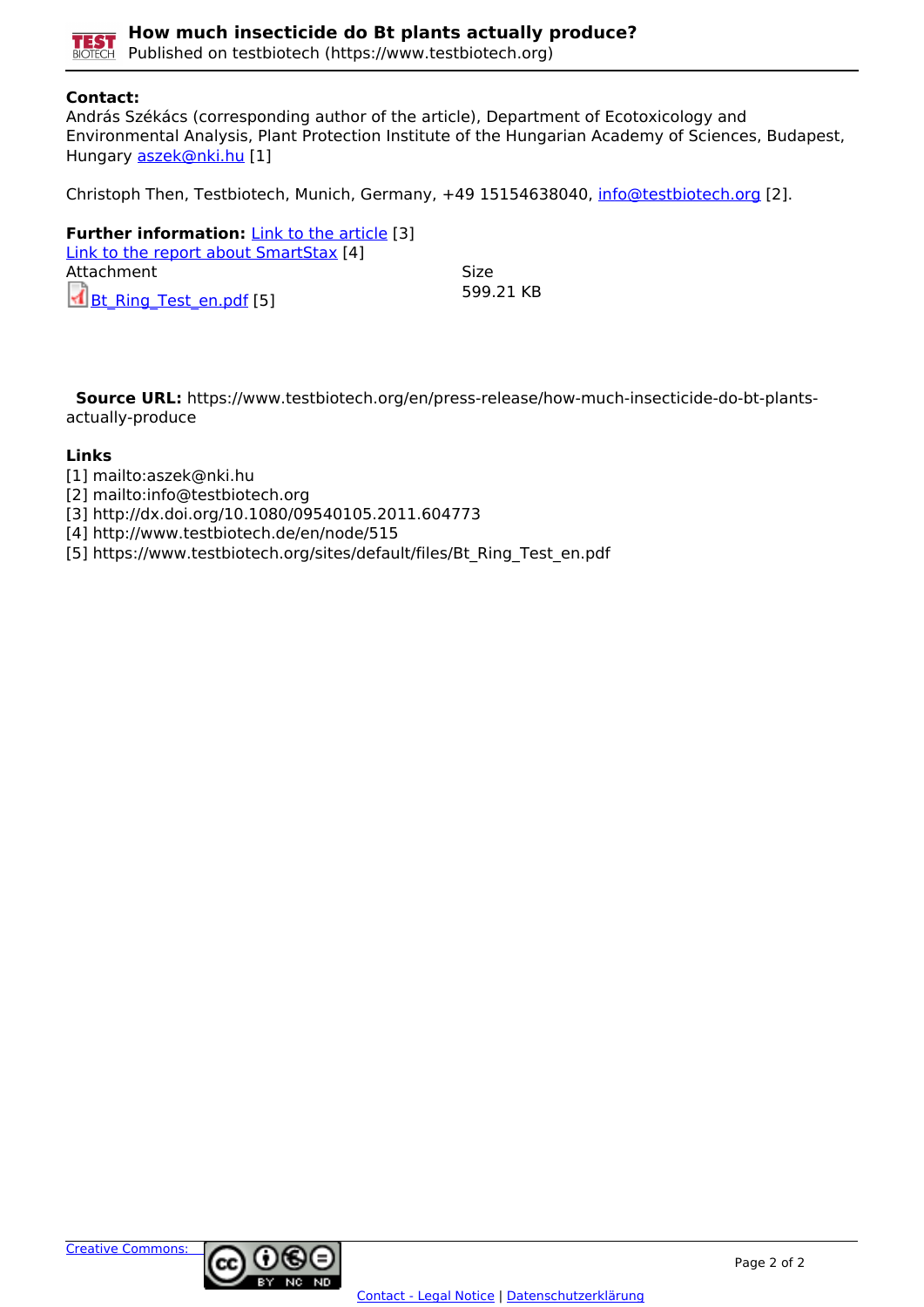**Contact:**
András Székács (corresponding author of the article), Department of Ecotoxicology and Environmental Analysis, Plant Protection Institute of the Hungarian Academy of Sciences, Budapest, Hungary aszek@nki.hu [1]

Christoph Then, Testbiotech, Munich, Germany, +49 15154638040, info@testbiotech.org [2].

**Further information:** Link to the article [3]
Link to the report about SmartStax [4]

| Attachment | Size |
|---|---|
| Bt_Ring_Test_en.pdf [5] | 599.21 KB |

**Source URL:** https://www.testbiotech.org/en/press-release/how-much-insecticide-do-bt-plants-actually-produce

**Links**
[1] mailto:aszek@nki.hu
[2] mailto:info@testbiotech.org
[3] http://dx.doi.org/10.1080/09540105.2011.604773
[4] http://www.testbiotech.de/en/node/515
[5] https://www.testbiotech.org/sites/default/files/Bt_Ring_Test_en.pdf